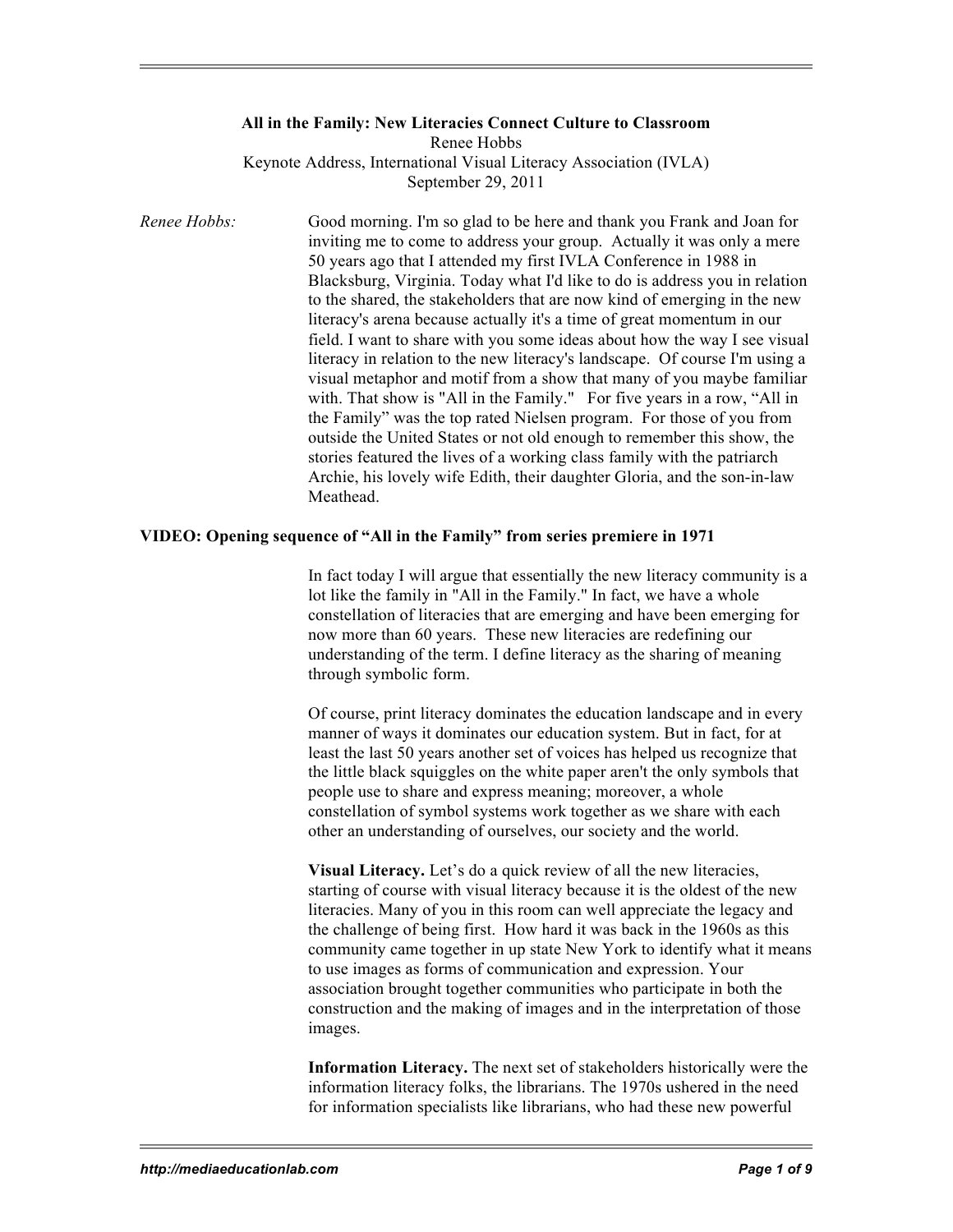**All in the Family: New Literacies Connect Culture to Classroom**
Renee Hobbs
Keynote Address, International Visual Literacy Association (IVLA)
September 29, 2011

*Renee Hobbs:* Good morning. I'm so glad to be here and thank you Frank and Joan for inviting me to come to address your group. Actually it was only a mere 50 years ago that I attended my first IVLA Conference in 1988 in Blacksburg, Virginia. Today what I'd like to do is address you in relation to the shared, the stakeholders that are now kind of emerging in the new literacy's arena because actually it's a time of great momentum in our field. I want to share with you some ideas about how the way I see visual literacy in relation to the new literacy's landscape. Of course I'm using a visual metaphor and motif from a show that many of you maybe familiar with. That show is "All in the Family." For five years in a row, "All in the Family" was the top rated Nielsen program. For those of you from outside the United States or not old enough to remember this show, the stories featured the lives of a working class family with the patriarch Archie, his lovely wife Edith, their daughter Gloria, and the son-in-law Meathead.

**VIDEO: Opening sequence of "All in the Family" from series premiere in 1971**

In fact today I will argue that essentially the new literacy community is a lot like the family in "All in the Family." In fact, we have a whole constellation of literacies that are emerging and have been emerging for now more than 60 years. These new literacies are redefining our understanding of the term. I define literacy as the sharing of meaning through symbolic form.

Of course, print literacy dominates the education landscape and in every manner of ways it dominates our education system. But in fact, for at least the last 50 years another set of voices has helped us recognize that the little black squiggles on the white paper aren't the only symbols that people use to share and express meaning; moreover, a whole constellation of symbol systems work together as we share with each other an understanding of ourselves, our society and the world.

**Visual Literacy.** Let's do a quick review of all the new literacies, starting of course with visual literacy because it is the oldest of the new literacies. Many of you in this room can well appreciate the legacy and the challenge of being first. How hard it was back in the 1960s as this community came together in up state New York to identify what it means to use images as forms of communication and expression. Your association brought together communities who participate in both the construction and the making of images and in the interpretation of those images.

**Information Literacy.** The next set of stakeholders historically were the information literacy folks, the librarians. The 1970s ushered in the need for information specialists like librarians, who had these new powerful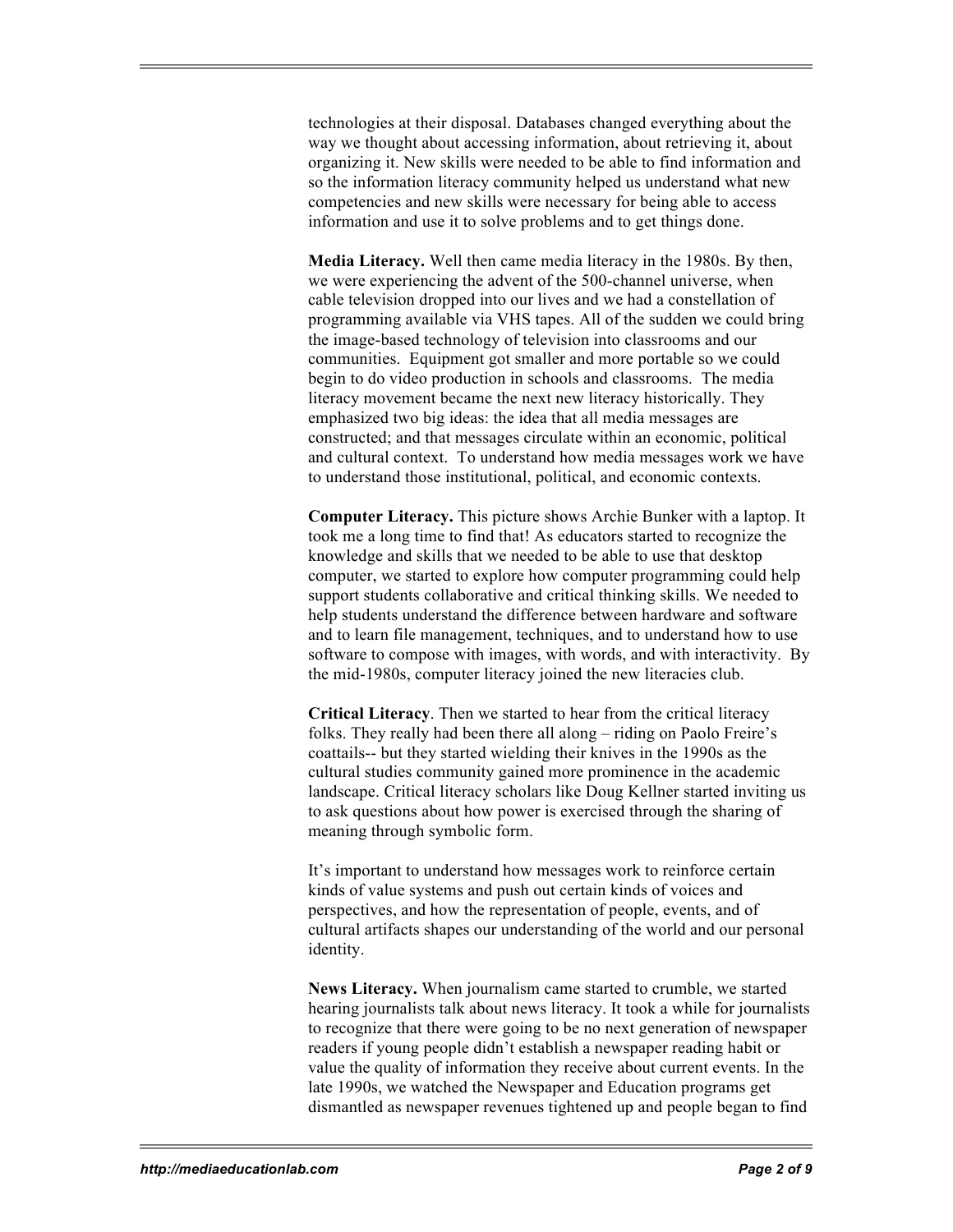technologies at their disposal. Databases changed everything about the way we thought about accessing information, about retrieving it, about organizing it. New skills were needed to be able to find information and so the information literacy community helped us understand what new competencies and new skills were necessary for being able to access information and use it to solve problems and to get things done.

**Media Literacy.** Well then came media literacy in the 1980s. By then, we were experiencing the advent of the 500-channel universe, when cable television dropped into our lives and we had a constellation of programming available via VHS tapes. All of the sudden we could bring the image-based technology of television into classrooms and our communities. Equipment got smaller and more portable so we could begin to do video production in schools and classrooms. The media literacy movement became the next new literacy historically. They emphasized two big ideas: the idea that all media messages are constructed; and that messages circulate within an economic, political and cultural context. To understand how media messages work we have to understand those institutional, political, and economic contexts.

**Computer Literacy.** This picture shows Archie Bunker with a laptop. It took me a long time to find that! As educators started to recognize the knowledge and skills that we needed to be able to use that desktop computer, we started to explore how computer programming could help support students collaborative and critical thinking skills. We needed to help students understand the difference between hardware and software and to learn file management, techniques, and to understand how to use software to compose with images, with words, and with interactivity. By the mid-1980s, computer literacy joined the new literacies club.

**Critical Literacy**. Then we started to hear from the critical literacy folks. They really had been there all along – riding on Paolo Freire's coattails-- but they started wielding their knives in the 1990s as the cultural studies community gained more prominence in the academic landscape. Critical literacy scholars like Doug Kellner started inviting us to ask questions about how power is exercised through the sharing of meaning through symbolic form.

It's important to understand how messages work to reinforce certain kinds of value systems and push out certain kinds of voices and perspectives, and how the representation of people, events, and of cultural artifacts shapes our understanding of the world and our personal identity.

**News Literacy.** When journalism came started to crumble, we started hearing journalists talk about news literacy. It took a while for journalists to recognize that there were going to be no next generation of newspaper readers if young people didn't establish a newspaper reading habit or value the quality of information they receive about current events. In the late 1990s, we watched the Newspaper and Education programs get dismantled as newspaper revenues tightened up and people began to find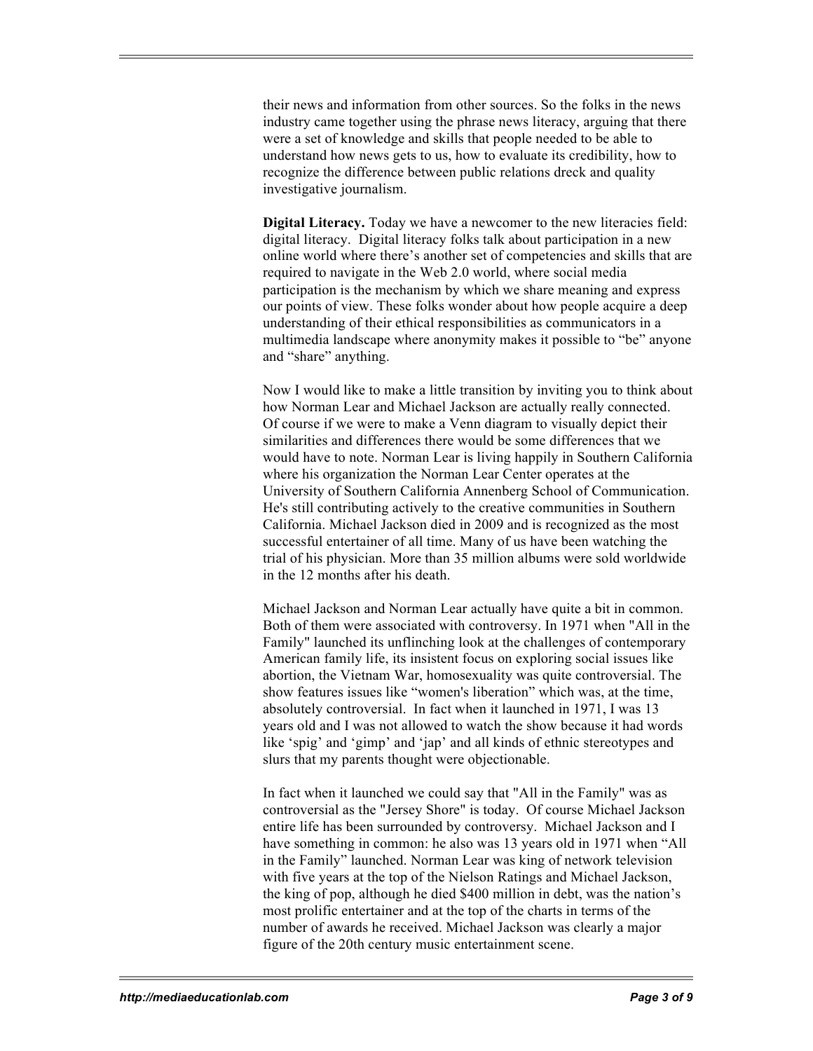their news and information from other sources. So the folks in the news industry came together using the phrase news literacy, arguing that there were a set of knowledge and skills that people needed to be able to understand how news gets to us, how to evaluate its credibility, how to recognize the difference between public relations dreck and quality investigative journalism.

**Digital Literacy.** Today we have a newcomer to the new literacies field: digital literacy. Digital literacy folks talk about participation in a new online world where there's another set of competencies and skills that are required to navigate in the Web 2.0 world, where social media participation is the mechanism by which we share meaning and express our points of view. These folks wonder about how people acquire a deep understanding of their ethical responsibilities as communicators in a multimedia landscape where anonymity makes it possible to "be" anyone and "share" anything.

Now I would like to make a little transition by inviting you to think about how Norman Lear and Michael Jackson are actually really connected. Of course if we were to make a Venn diagram to visually depict their similarities and differences there would be some differences that we would have to note. Norman Lear is living happily in Southern California where his organization the Norman Lear Center operates at the University of Southern California Annenberg School of Communication. He's still contributing actively to the creative communities in Southern California. Michael Jackson died in 2009 and is recognized as the most successful entertainer of all time. Many of us have been watching the trial of his physician. More than 35 million albums were sold worldwide in the 12 months after his death.

Michael Jackson and Norman Lear actually have quite a bit in common. Both of them were associated with controversy. In 1971 when "All in the Family" launched its unflinching look at the challenges of contemporary American family life, its insistent focus on exploring social issues like abortion, the Vietnam War, homosexuality was quite controversial. The show features issues like "women's liberation" which was, at the time, absolutely controversial. In fact when it launched in 1971, I was 13 years old and I was not allowed to watch the show because it had words like 'spig' and 'gimp' and 'jap' and all kinds of ethnic stereotypes and slurs that my parents thought were objectionable.

In fact when it launched we could say that "All in the Family" was as controversial as the "Jersey Shore" is today. Of course Michael Jackson entire life has been surrounded by controversy. Michael Jackson and I have something in common: he also was 13 years old in 1971 when "All in the Family" launched. Norman Lear was king of network television with five years at the top of the Nielson Ratings and Michael Jackson, the king of pop, although he died $400 million in debt, was the nation's most prolific entertainer and at the top of the charts in terms of the number of awards he received. Michael Jackson was clearly a major figure of the 20th century music entertainment scene.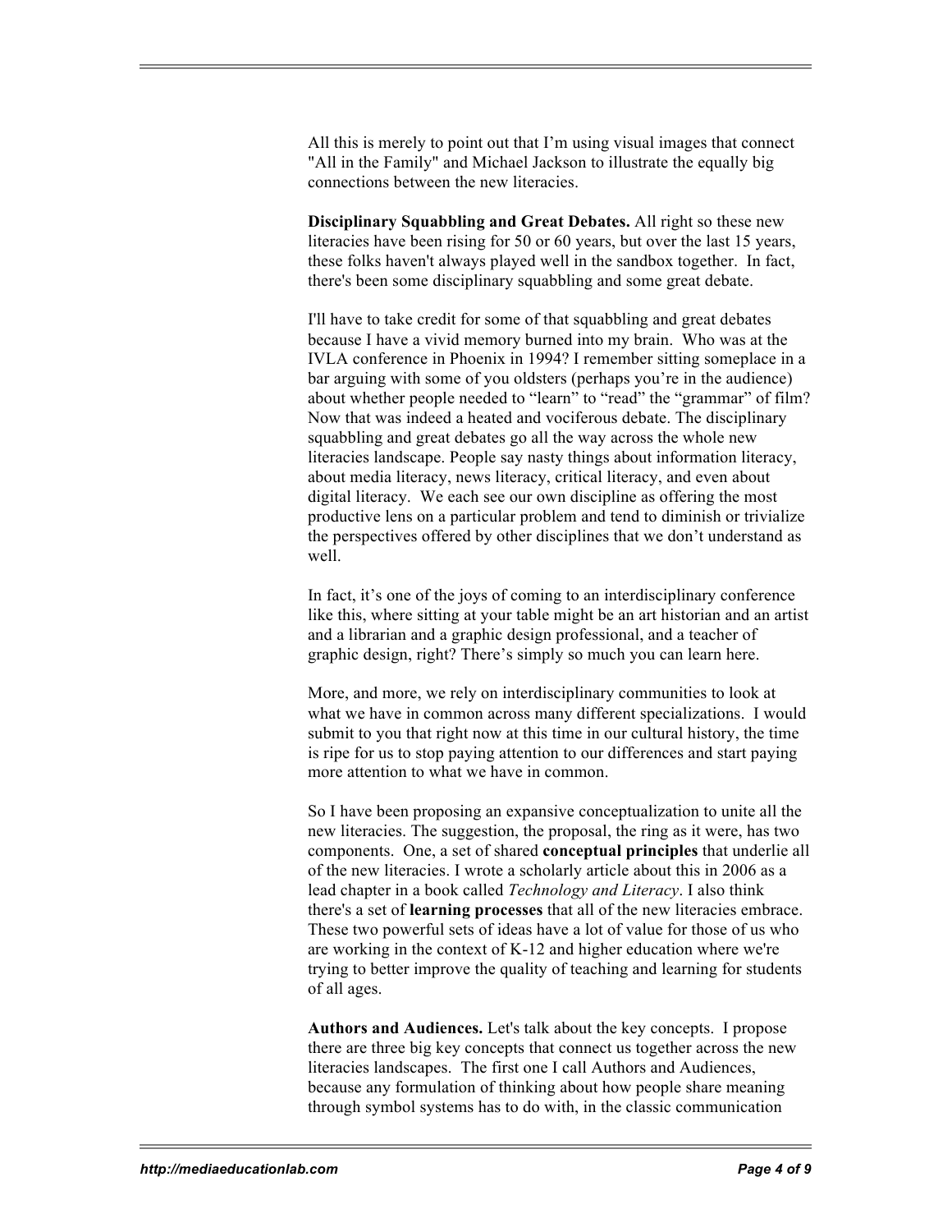All this is merely to point out that I'm using visual images that connect "All in the Family" and Michael Jackson to illustrate the equally big connections between the new literacies.

**Disciplinary Squabbling and Great Debates.** All right so these new literacies have been rising for 50 or 60 years, but over the last 15 years, these folks haven't always played well in the sandbox together. In fact, there's been some disciplinary squabbling and some great debate.

I'll have to take credit for some of that squabbling and great debates because I have a vivid memory burned into my brain. Who was at the IVLA conference in Phoenix in 1994? I remember sitting someplace in a bar arguing with some of you oldsters (perhaps you're in the audience) about whether people needed to "learn" to "read" the "grammar" of film? Now that was indeed a heated and vociferous debate. The disciplinary squabbling and great debates go all the way across the whole new literacies landscape. People say nasty things about information literacy, about media literacy, news literacy, critical literacy, and even about digital literacy. We each see our own discipline as offering the most productive lens on a particular problem and tend to diminish or trivialize the perspectives offered by other disciplines that we don't understand as well.

In fact, it's one of the joys of coming to an interdisciplinary conference like this, where sitting at your table might be an art historian and an artist and a librarian and a graphic design professional, and a teacher of graphic design, right? There's simply so much you can learn here.

More, and more, we rely on interdisciplinary communities to look at what we have in common across many different specializations. I would submit to you that right now at this time in our cultural history, the time is ripe for us to stop paying attention to our differences and start paying more attention to what we have in common.

So I have been proposing an expansive conceptualization to unite all the new literacies. The suggestion, the proposal, the ring as it were, has two components. One, a set of shared **conceptual principles** that underlie all of the new literacies. I wrote a scholarly article about this in 2006 as a lead chapter in a book called *Technology and Literacy*. I also think there's a set of **learning processes** that all of the new literacies embrace. These two powerful sets of ideas have a lot of value for those of us who are working in the context of K-12 and higher education where we're trying to better improve the quality of teaching and learning for students of all ages.

**Authors and Audiences.** Let's talk about the key concepts. I propose there are three big key concepts that connect us together across the new literacies landscapes. The first one I call Authors and Audiences, because any formulation of thinking about how people share meaning through symbol systems has to do with, in the classic communication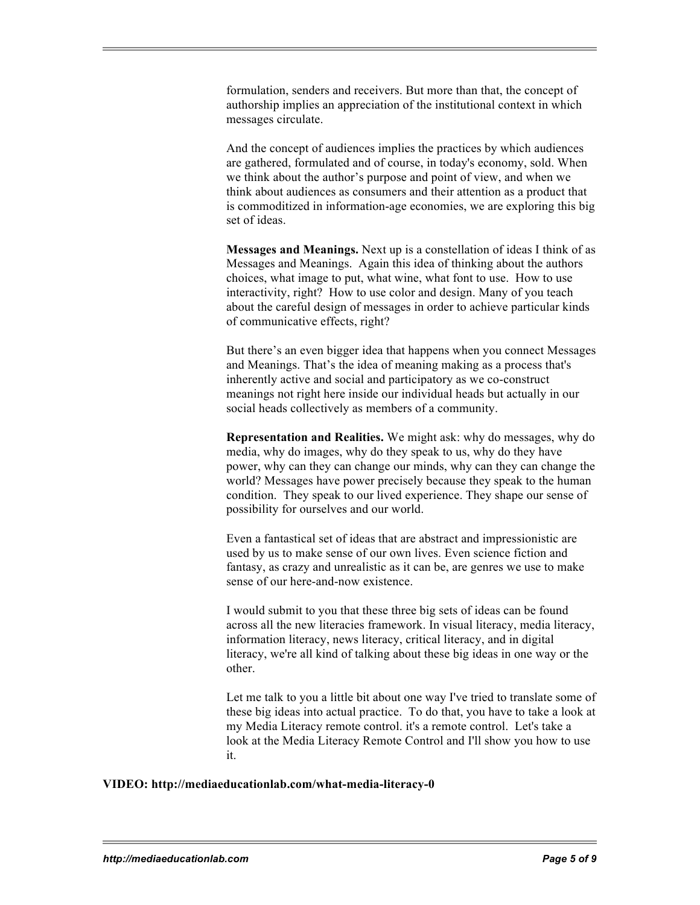formulation, senders and receivers. But more than that, the concept of authorship implies an appreciation of the institutional context in which messages circulate.

And the concept of audiences implies the practices by which audiences are gathered, formulated and of course, in today's economy, sold. When we think about the author's purpose and point of view, and when we think about audiences as consumers and their attention as a product that is commoditized in information-age economies, we are exploring this big set of ideas.

**Messages and Meanings.** Next up is a constellation of ideas I think of as Messages and Meanings. Again this idea of thinking about the authors choices, what image to put, what wine, what font to use. How to use interactivity, right? How to use color and design. Many of you teach about the careful design of messages in order to achieve particular kinds of communicative effects, right?

But there's an even bigger idea that happens when you connect Messages and Meanings. That's the idea of meaning making as a process that's inherently active and social and participatory as we co-construct meanings not right here inside our individual heads but actually in our social heads collectively as members of a community.

**Representation and Realities.** We might ask: why do messages, why do media, why do images, why do they speak to us, why do they have power, why can they can change our minds, why can they can change the world? Messages have power precisely because they speak to the human condition. They speak to our lived experience. They shape our sense of possibility for ourselves and our world.

Even a fantastical set of ideas that are abstract and impressionistic are used by us to make sense of our own lives. Even science fiction and fantasy, as crazy and unrealistic as it can be, are genres we use to make sense of our here-and-now existence.

I would submit to you that these three big sets of ideas can be found across all the new literacies framework. In visual literacy, media literacy, information literacy, news literacy, critical literacy, and in digital literacy, we're all kind of talking about these big ideas in one way or the other.

Let me talk to you a little bit about one way I've tried to translate some of these big ideas into actual practice. To do that, you have to take a look at my Media Literacy remote control. it's a remote control. Let's take a look at the Media Literacy Remote Control and I'll show you how to use it.

**VIDEO: http://mediaeducationlab.com/what-media-literacy-0**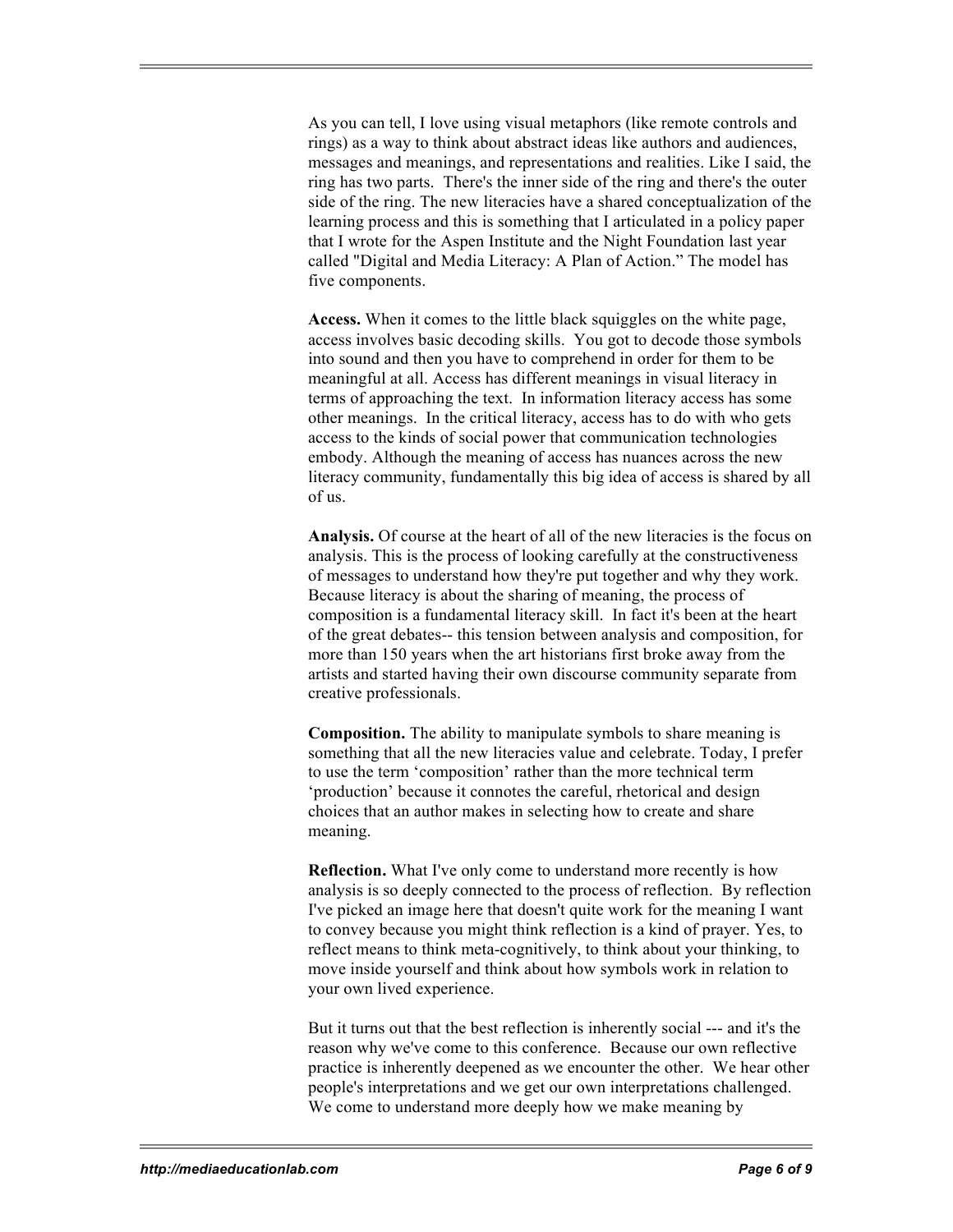As you can tell, I love using visual metaphors (like remote controls and rings) as a way to think about abstract ideas like authors and audiences, messages and meanings, and representations and realities. Like I said, the ring has two parts. There's the inner side of the ring and there's the outer side of the ring. The new literacies have a shared conceptualization of the learning process and this is something that I articulated in a policy paper that I wrote for the Aspen Institute and the Night Foundation last year called "Digital and Media Literacy: A Plan of Action." The model has five components.

**Access.** When it comes to the little black squiggles on the white page, access involves basic decoding skills. You got to decode those symbols into sound and then you have to comprehend in order for them to be meaningful at all. Access has different meanings in visual literacy in terms of approaching the text. In information literacy access has some other meanings. In the critical literacy, access has to do with who gets access to the kinds of social power that communication technologies embody. Although the meaning of access has nuances across the new literacy community, fundamentally this big idea of access is shared by all of us.

**Analysis.** Of course at the heart of all of the new literacies is the focus on analysis. This is the process of looking carefully at the constructiveness of messages to understand how they're put together and why they work. Because literacy is about the sharing of meaning, the process of composition is a fundamental literacy skill. In fact it's been at the heart of the great debates-- this tension between analysis and composition, for more than 150 years when the art historians first broke away from the artists and started having their own discourse community separate from creative professionals.

**Composition.** The ability to manipulate symbols to share meaning is something that all the new literacies value and celebrate. Today, I prefer to use the term 'composition' rather than the more technical term 'production' because it connotes the careful, rhetorical and design choices that an author makes in selecting how to create and share meaning.

**Reflection.** What I've only come to understand more recently is how analysis is so deeply connected to the process of reflection. By reflection I've picked an image here that doesn't quite work for the meaning I want to convey because you might think reflection is a kind of prayer. Yes, to reflect means to think meta-cognitively, to think about your thinking, to move inside yourself and think about how symbols work in relation to your own lived experience.

But it turns out that the best reflection is inherently social --- and it's the reason why we've come to this conference. Because our own reflective practice is inherently deepened as we encounter the other. We hear other people's interpretations and we get our own interpretations challenged. We come to understand more deeply how we make meaning by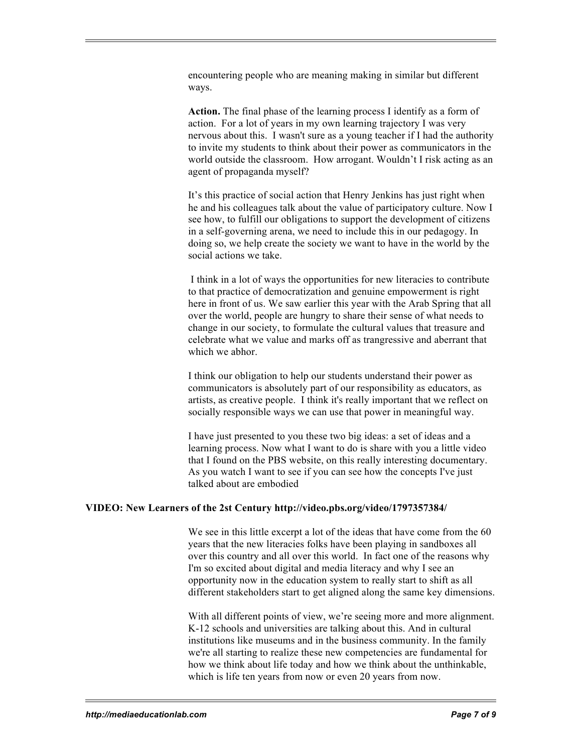encountering people who are meaning making in similar but different ways.

**Action.** The final phase of the learning process I identify as a form of action. For a lot of years in my own learning trajectory I was very nervous about this. I wasn't sure as a young teacher if I had the authority to invite my students to think about their power as communicators in the world outside the classroom. How arrogant. Wouldn't I risk acting as an agent of propaganda myself?

It's this practice of social action that Henry Jenkins has just right when he and his colleagues talk about the value of participatory culture. Now I see how, to fulfill our obligations to support the development of citizens in a self-governing arena, we need to include this in our pedagogy. In doing so, we help create the society we want to have in the world by the social actions we take.

I think in a lot of ways the opportunities for new literacies to contribute to that practice of democratization and genuine empowerment is right here in front of us. We saw earlier this year with the Arab Spring that all over the world, people are hungry to share their sense of what needs to change in our society, to formulate the cultural values that treasure and celebrate what we value and marks off as trangressive and aberrant that which we abhor.

I think our obligation to help our students understand their power as communicators is absolutely part of our responsibility as educators, as artists, as creative people. I think it's really important that we reflect on socially responsible ways we can use that power in meaningful way.

I have just presented to you these two big ideas: a set of ideas and a learning process. Now what I want to do is share with you a little video that I found on the PBS website, on this really interesting documentary. As you watch I want to see if you can see how the concepts I've just talked about are embodied

**VIDEO: New Learners of the 2st Century http://video.pbs.org/video/1797357384/**

We see in this little excerpt a lot of the ideas that have come from the 60 years that the new literacies folks have been playing in sandboxes all over this country and all over this world. In fact one of the reasons why I'm so excited about digital and media literacy and why I see an opportunity now in the education system to really start to shift as all different stakeholders start to get aligned along the same key dimensions.

With all different points of view, we're seeing more and more alignment. K-12 schools and universities are talking about this. And in cultural institutions like museums and in the business community. In the family we're all starting to realize these new competencies are fundamental for how we think about life today and how we think about the unthinkable, which is life ten years from now or even 20 years from now.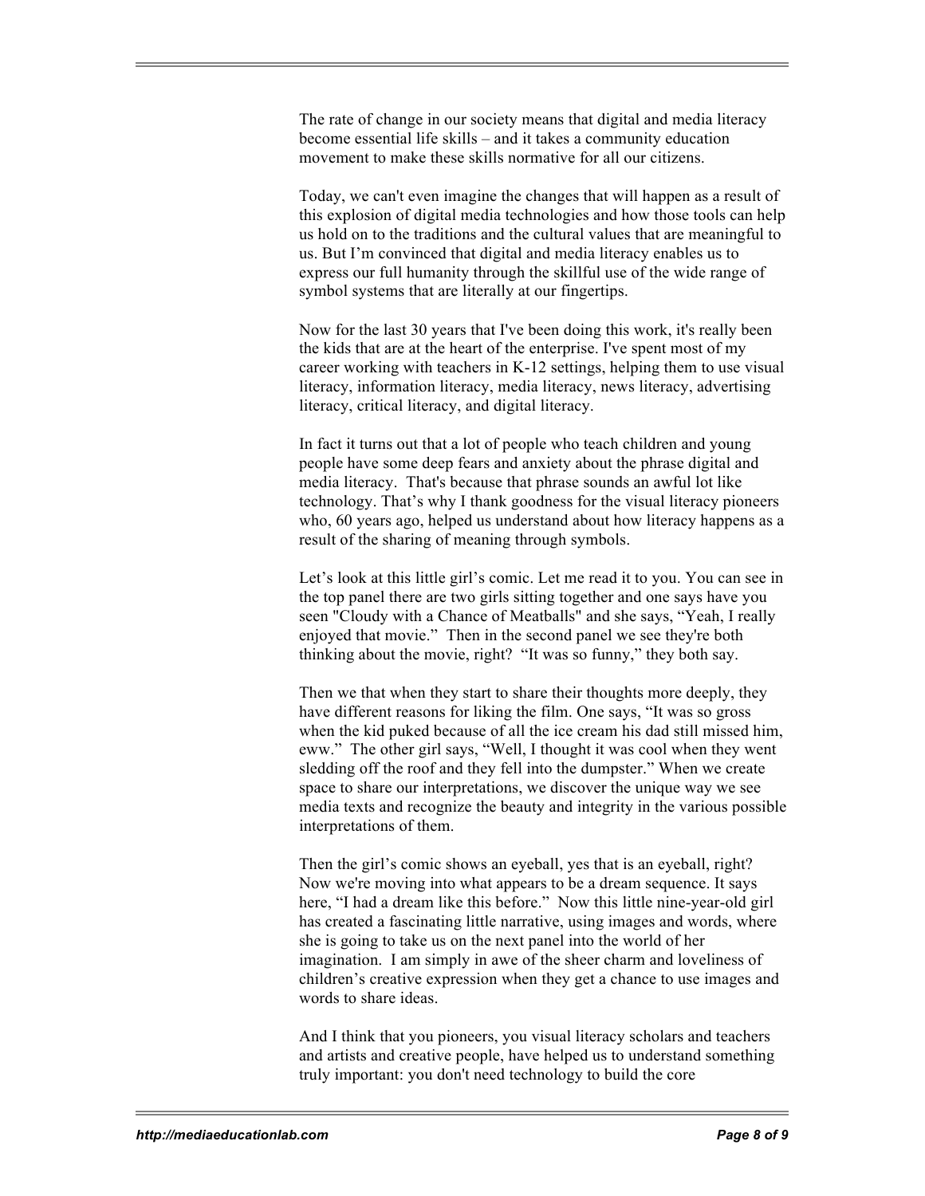The rate of change in our society means that digital and media literacy become essential life skills – and it takes a community education movement to make these skills normative for all our citizens.

Today, we can't even imagine the changes that will happen as a result of this explosion of digital media technologies and how those tools can help us hold on to the traditions and the cultural values that are meaningful to us. But I'm convinced that digital and media literacy enables us to express our full humanity through the skillful use of the wide range of symbol systems that are literally at our fingertips.

Now for the last 30 years that I've been doing this work, it's really been the kids that are at the heart of the enterprise. I've spent most of my career working with teachers in K-12 settings, helping them to use visual literacy, information literacy, media literacy, news literacy, advertising literacy, critical literacy, and digital literacy.

In fact it turns out that a lot of people who teach children and young people have some deep fears and anxiety about the phrase digital and media literacy. That's because that phrase sounds an awful lot like technology. That's why I thank goodness for the visual literacy pioneers who, 60 years ago, helped us understand about how literacy happens as a result of the sharing of meaning through symbols.

Let's look at this little girl's comic. Let me read it to you. You can see in the top panel there are two girls sitting together and one says have you seen "Cloudy with a Chance of Meatballs" and she says, "Yeah, I really enjoyed that movie." Then in the second panel we see they're both thinking about the movie, right? "It was so funny," they both say.

Then we that when they start to share their thoughts more deeply, they have different reasons for liking the film. One says, "It was so gross when the kid puked because of all the ice cream his dad still missed him, eww." The other girl says, "Well, I thought it was cool when they went sledding off the roof and they fell into the dumpster." When we create space to share our interpretations, we discover the unique way we see media texts and recognize the beauty and integrity in the various possible interpretations of them.

Then the girl's comic shows an eyeball, yes that is an eyeball, right? Now we're moving into what appears to be a dream sequence. It says here, "I had a dream like this before." Now this little nine-year-old girl has created a fascinating little narrative, using images and words, where she is going to take us on the next panel into the world of her imagination. I am simply in awe of the sheer charm and loveliness of children's creative expression when they get a chance to use images and words to share ideas.

And I think that you pioneers, you visual literacy scholars and teachers and artists and creative people, have helped us to understand something truly important: you don't need technology to build the core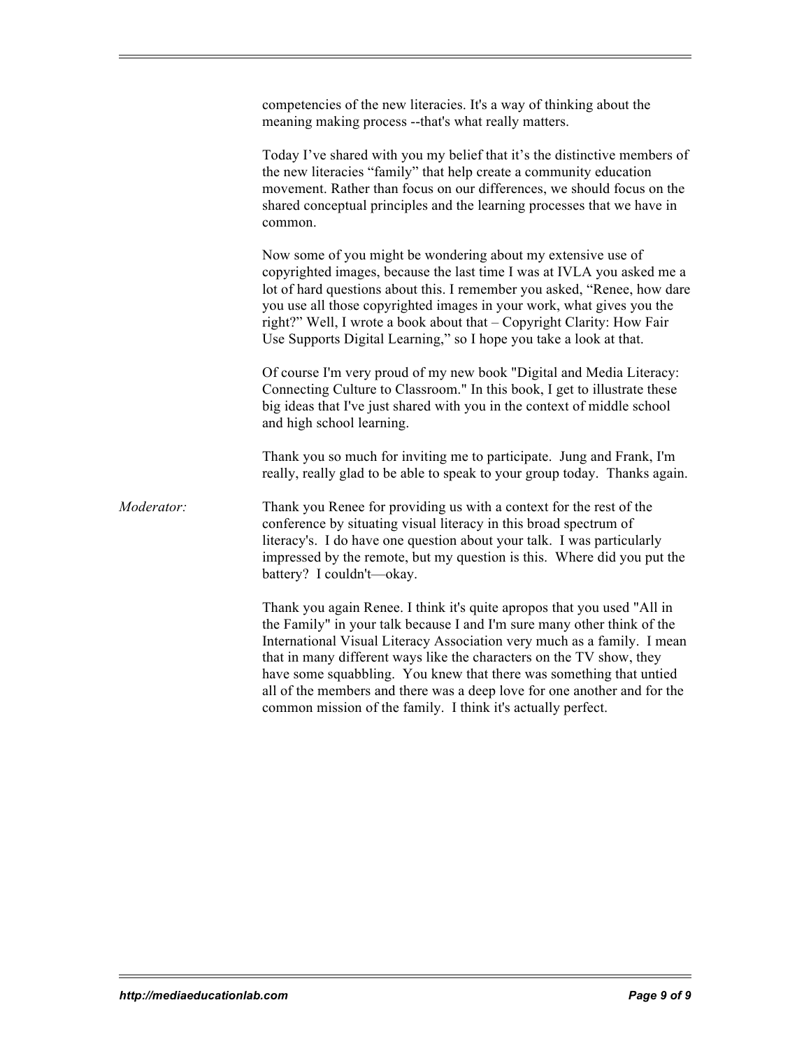competencies of the new literacies. It's a way of thinking about the meaning making process --that's what really matters.

Today I've shared with you my belief that it's the distinctive members of the new literacies "family" that help create a community education movement. Rather than focus on our differences, we should focus on the shared conceptual principles and the learning processes that we have in common.

Now some of you might be wondering about my extensive use of copyrighted images, because the last time I was at IVLA you asked me a lot of hard questions about this. I remember you asked, "Renee, how dare you use all those copyrighted images in your work, what gives you the right?" Well, I wrote a book about that – Copyright Clarity: How Fair Use Supports Digital Learning," so I hope you take a look at that.

Of course I'm very proud of my new book "Digital and Media Literacy: Connecting Culture to Classroom." In this book, I get to illustrate these big ideas that I've just shared with you in the context of middle school and high school learning.

Thank you so much for inviting me to participate. Jung and Frank, I'm really, really glad to be able to speak to your group today. Thanks again.

*Moderator:* Thank you Renee for providing us with a context for the rest of the conference by situating visual literacy in this broad spectrum of literacy's. I do have one question about your talk. I was particularly impressed by the remote, but my question is this. Where did you put the battery? I couldn't—okay.

Thank you again Renee. I think it's quite apropos that you used "All in the Family" in your talk because I and I'm sure many other think of the International Visual Literacy Association very much as a family. I mean that in many different ways like the characters on the TV show, they have some squabbling. You knew that there was something that untied all of the members and there was a deep love for one another and for the common mission of the family. I think it's actually perfect.